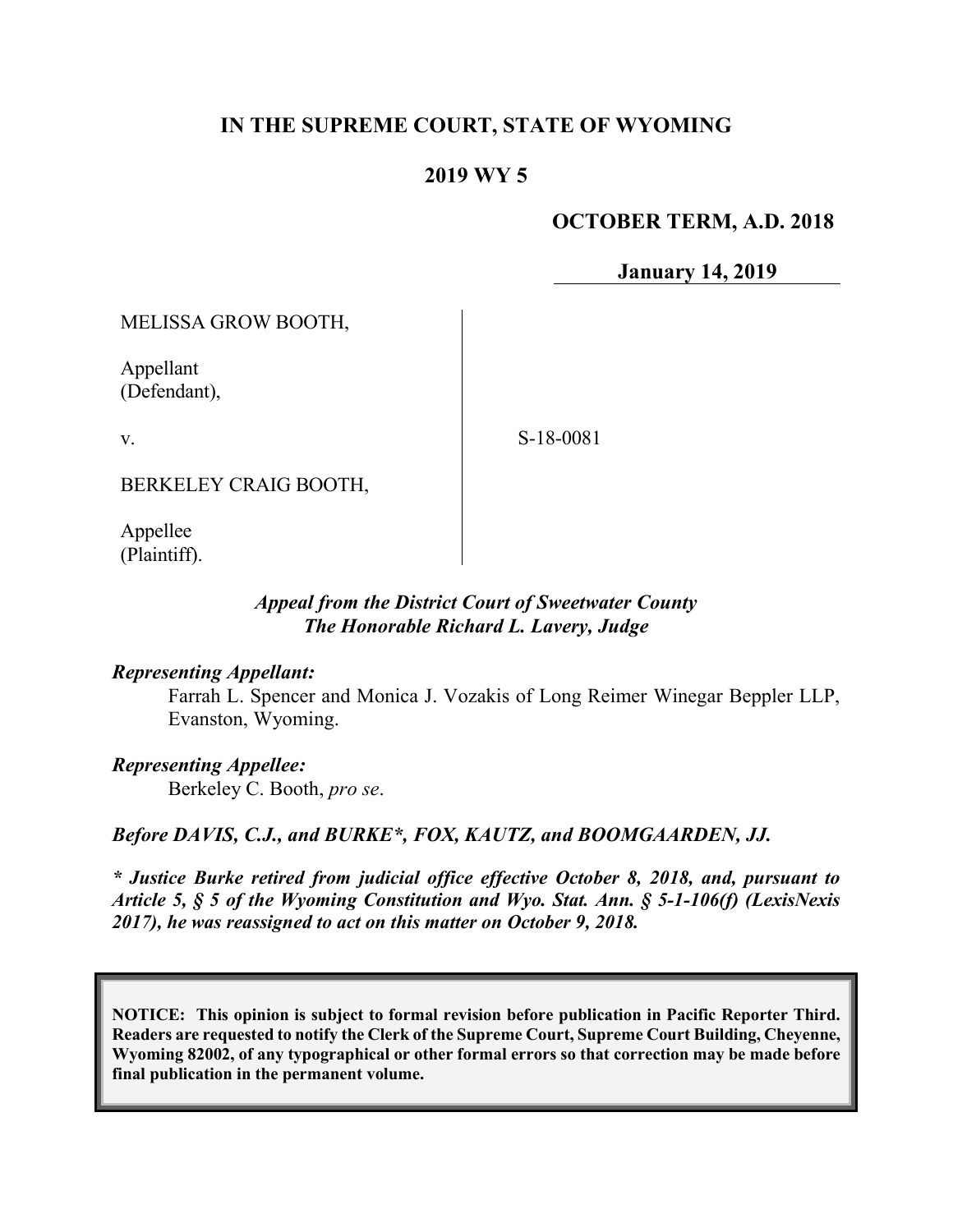**IN THE SUPREME COURT, STATE OF WYOMING**

**2019 WY 5**

**OCTOBER TERM, A.D. 2018**

**January 14, 2019**

MELISSA GROW BOOTH,

Appellant
(Defendant),

v.

BERKELEY CRAIG BOOTH,

Appellee
(Plaintiff).

S-18-0081

***Appeal from the District Court of Sweetwater County***
***The Honorable Richard L. Lavery, Judge***

***Representing Appellant:***

Farrah L. Spencer and Monica J. Vozakis of Long Reimer Winegar Beppler LLP, Evanston, Wyoming.

***Representing Appellee:***

Berkeley C. Booth, *pro se*.

***Before DAVIS, C.J., and BURKE\*, FOX, KAUTZ, and BOOMGAARDEN, JJ.***

***\* Justice Burke retired from judicial office effective October 8, 2018, and, pursuant to Article 5, § 5 of the Wyoming Constitution and Wyo. Stat. Ann. § 5-1-106(f) (LexisNexis 2017), he was reassigned to act on this matter on October 9, 2018.***

**NOTICE: This opinion is subject to formal revision before publication in Pacific Reporter Third. Readers are requested to notify the Clerk of the Supreme Court, Supreme Court Building, Cheyenne, Wyoming 82002, of any typographical or other formal errors so that correction may be made before final publication in the permanent volume.**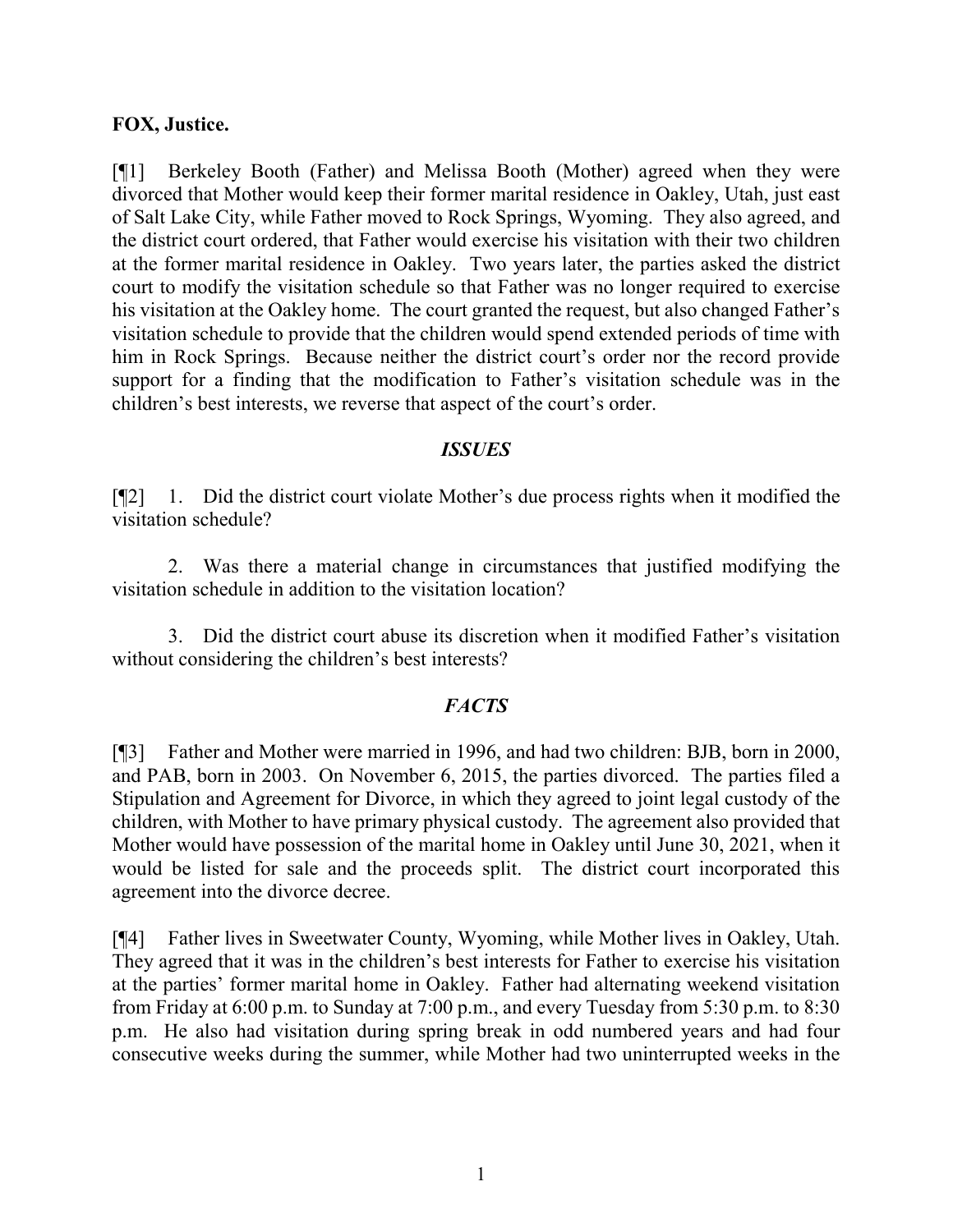**FOX, Justice.**

[¶1] Berkeley Booth (Father) and Melissa Booth (Mother) agreed when they were divorced that Mother would keep their former marital residence in Oakley, Utah, just east of Salt Lake City, while Father moved to Rock Springs, Wyoming. They also agreed, and the district court ordered, that Father would exercise his visitation with their two children at the former marital residence in Oakley. Two years later, the parties asked the district court to modify the visitation schedule so that Father was no longer required to exercise his visitation at the Oakley home. The court granted the request, but also changed Father's visitation schedule to provide that the children would spend extended periods of time with him in Rock Springs. Because neither the district court's order nor the record provide support for a finding that the modification to Father's visitation schedule was in the children's best interests, we reverse that aspect of the court's order.

### *ISSUES*

[¶2] 1. Did the district court violate Mother's due process rights when it modified the visitation schedule?

2. Was there a material change in circumstances that justified modifying the visitation schedule in addition to the visitation location?

3. Did the district court abuse its discretion when it modified Father's visitation without considering the children's best interests?

### *FACTS*

[¶3] Father and Mother were married in 1996, and had two children: BJB, born in 2000, and PAB, born in 2003. On November 6, 2015, the parties divorced. The parties filed a Stipulation and Agreement for Divorce, in which they agreed to joint legal custody of the children, with Mother to have primary physical custody. The agreement also provided that Mother would have possession of the marital home in Oakley until June 30, 2021, when it would be listed for sale and the proceeds split. The district court incorporated this agreement into the divorce decree.

[¶4] Father lives in Sweetwater County, Wyoming, while Mother lives in Oakley, Utah. They agreed that it was in the children's best interests for Father to exercise his visitation at the parties' former marital home in Oakley. Father had alternating weekend visitation from Friday at 6:00 p.m. to Sunday at 7:00 p.m., and every Tuesday from 5:30 p.m. to 8:30 p.m. He also had visitation during spring break in odd numbered years and had four consecutive weeks during the summer, while Mother had two uninterrupted weeks in the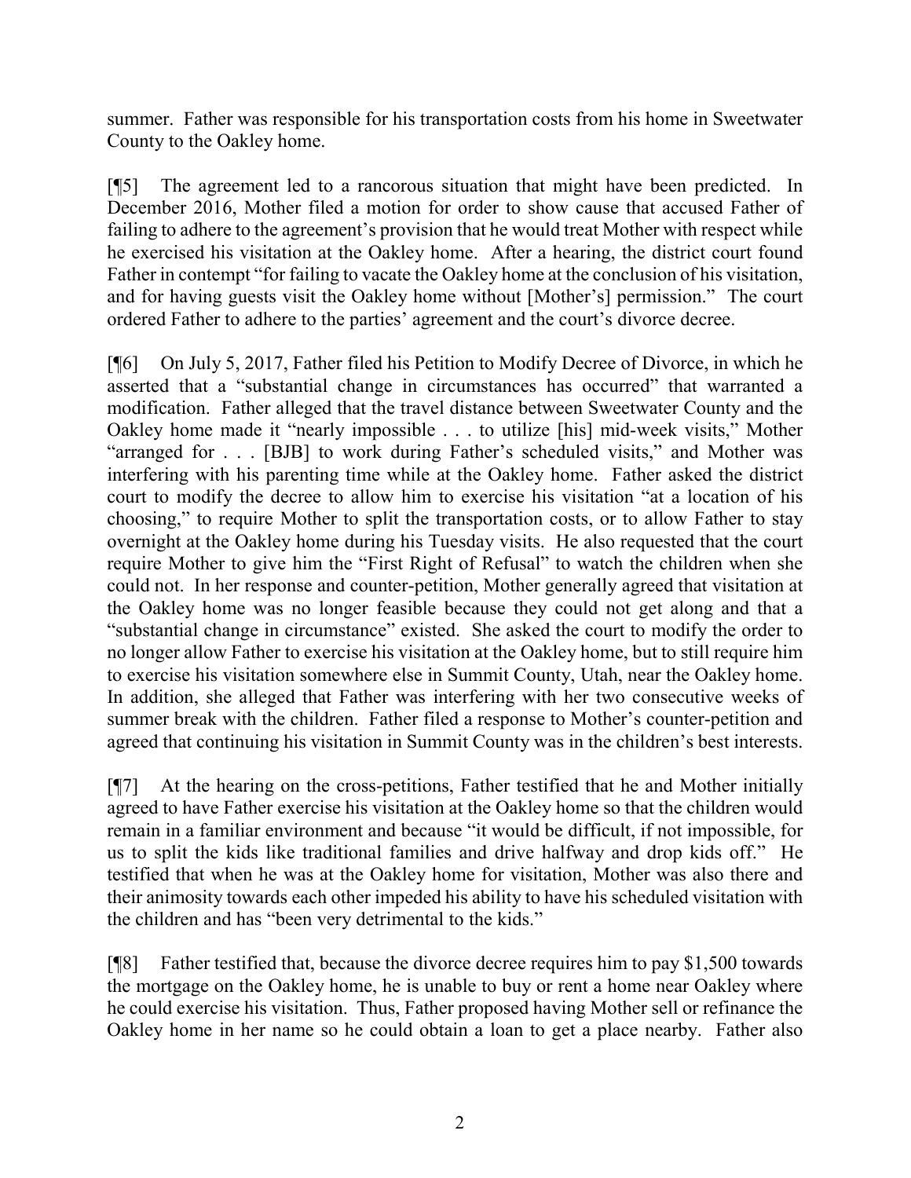summer. Father was responsible for his transportation costs from his home in Sweetwater County to the Oakley home.

[¶5] The agreement led to a rancorous situation that might have been predicted. In December 2016, Mother filed a motion for order to show cause that accused Father of failing to adhere to the agreement's provision that he would treat Mother with respect while he exercised his visitation at the Oakley home. After a hearing, the district court found Father in contempt "for failing to vacate the Oakley home at the conclusion of his visitation, and for having guests visit the Oakley home without [Mother's] permission." The court ordered Father to adhere to the parties' agreement and the court's divorce decree.

[¶6] On July 5, 2017, Father filed his Petition to Modify Decree of Divorce, in which he asserted that a "substantial change in circumstances has occurred" that warranted a modification. Father alleged that the travel distance between Sweetwater County and the Oakley home made it "nearly impossible . . . to utilize [his] mid-week visits," Mother "arranged for . . . [BJB] to work during Father's scheduled visits," and Mother was interfering with his parenting time while at the Oakley home. Father asked the district court to modify the decree to allow him to exercise his visitation "at a location of his choosing," to require Mother to split the transportation costs, or to allow Father to stay overnight at the Oakley home during his Tuesday visits. He also requested that the court require Mother to give him the "First Right of Refusal" to watch the children when she could not. In her response and counter-petition, Mother generally agreed that visitation at the Oakley home was no longer feasible because they could not get along and that a "substantial change in circumstance" existed. She asked the court to modify the order to no longer allow Father to exercise his visitation at the Oakley home, but to still require him to exercise his visitation somewhere else in Summit County, Utah, near the Oakley home. In addition, she alleged that Father was interfering with her two consecutive weeks of summer break with the children. Father filed a response to Mother's counter-petition and agreed that continuing his visitation in Summit County was in the children's best interests.

[¶7] At the hearing on the cross-petitions, Father testified that he and Mother initially agreed to have Father exercise his visitation at the Oakley home so that the children would remain in a familiar environment and because "it would be difficult, if not impossible, for us to split the kids like traditional families and drive halfway and drop kids off." He testified that when he was at the Oakley home for visitation, Mother was also there and their animosity towards each other impeded his ability to have his scheduled visitation with the children and has "been very detrimental to the kids."

[¶8] Father testified that, because the divorce decree requires him to pay $1,500 towards the mortgage on the Oakley home, he is unable to buy or rent a home near Oakley where he could exercise his visitation. Thus, Father proposed having Mother sell or refinance the Oakley home in her name so he could obtain a loan to get a place nearby. Father also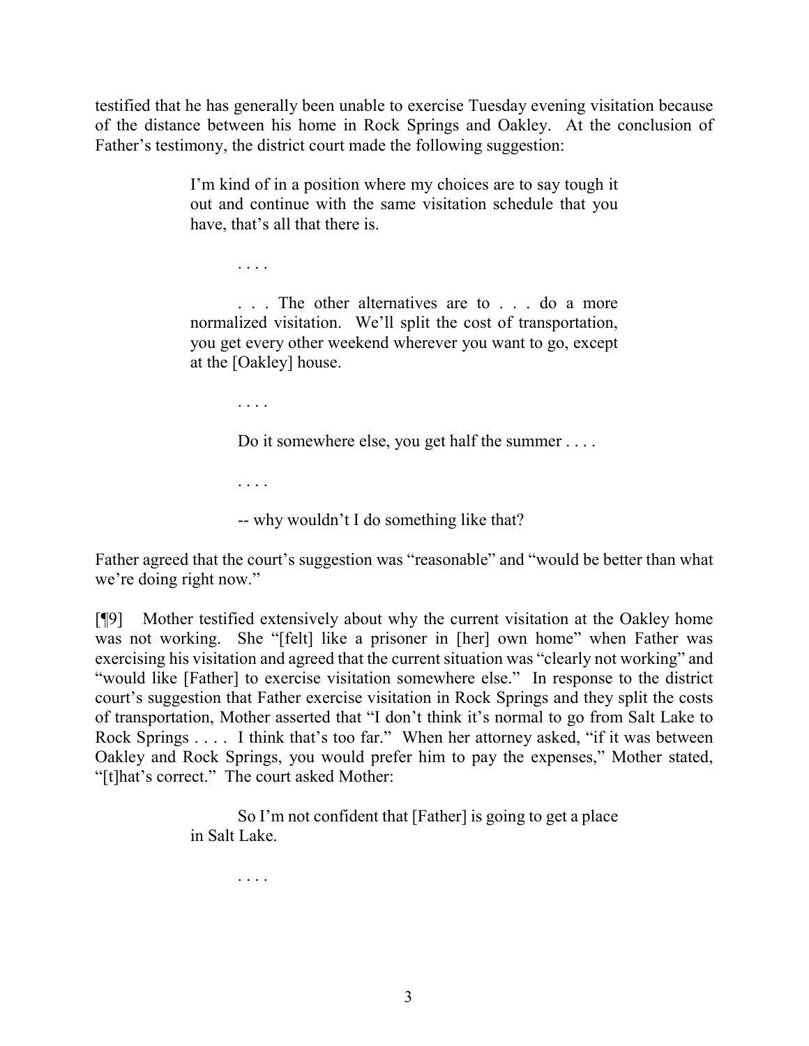testified that he has generally been unable to exercise Tuesday evening visitation because of the distance between his home in Rock Springs and Oakley. At the conclusion of Father's testimony, the district court made the following suggestion:

> I'm kind of in a position where my choices are to say tough it out and continue with the same visitation schedule that you have, that's all that there is.
>
> . . . .
>
> . . . The other alternatives are to . . . do a more normalized visitation. We'll split the cost of transportation, you get every other weekend wherever you want to go, except at the [Oakley] house.
>
> . . . .
>
> Do it somewhere else, you get half the summer . . . .
>
> . . . .
>
> -- why wouldn't I do something like that?

Father agreed that the court's suggestion was "reasonable" and "would be better than what we're doing right now."

[¶9] Mother testified extensively about why the current visitation at the Oakley home was not working. She "[felt] like a prisoner in [her] own home" when Father was exercising his visitation and agreed that the current situation was "clearly not working" and "would like [Father] to exercise visitation somewhere else." In response to the district court's suggestion that Father exercise visitation in Rock Springs and they split the costs of transportation, Mother asserted that "I don't think it's normal to go from Salt Lake to Rock Springs . . . . I think that's too far." When her attorney asked, "if it was between Oakley and Rock Springs, you would prefer him to pay the expenses," Mother stated, "[t]hat's correct." The court asked Mother:

> So I'm not confident that [Father] is going to get a place in Salt Lake.
>
> . . . .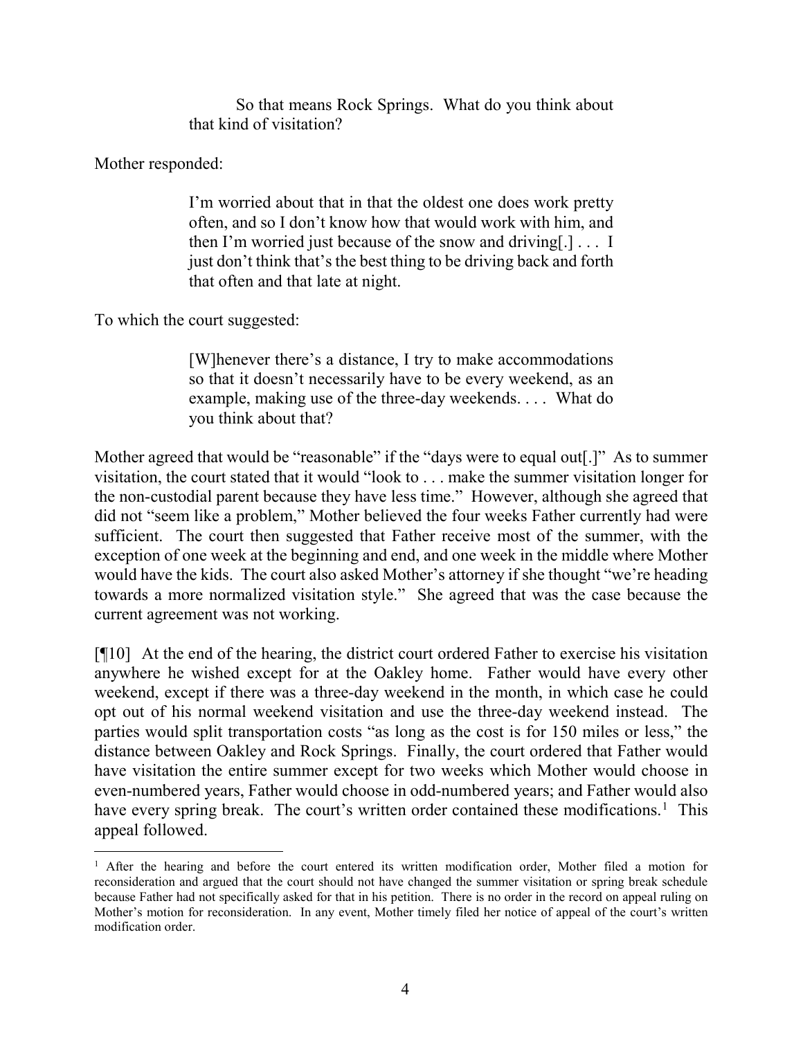> So that means Rock Springs. What do you think about that kind of visitation?

Mother responded:

> I'm worried about that in that the oldest one does work pretty often, and so I don't know how that would work with him, and then I'm worried just because of the snow and driving[.] . . . I just don't think that's the best thing to be driving back and forth that often and that late at night.

To which the court suggested:

> [W]henever there's a distance, I try to make accommodations so that it doesn't necessarily have to be every weekend, as an example, making use of the three-day weekends. . . . What do you think about that?

Mother agreed that would be "reasonable" if the "days were to equal out[.]" As to summer visitation, the court stated that it would "look to . . . make the summer visitation longer for the non-custodial parent because they have less time." However, although she agreed that did not "seem like a problem," Mother believed the four weeks Father currently had were sufficient. The court then suggested that Father receive most of the summer, with the exception of one week at the beginning and end, and one week in the middle where Mother would have the kids. The court also asked Mother's attorney if she thought "we're heading towards a more normalized visitation style." She agreed that was the case because the current agreement was not working.

[¶10] At the end of the hearing, the district court ordered Father to exercise his visitation anywhere he wished except for at the Oakley home. Father would have every other weekend, except if there was a three-day weekend in the month, in which case he could opt out of his normal weekend visitation and use the three-day weekend instead. The parties would split transportation costs "as long as the cost is for 150 miles or less," the distance between Oakley and Rock Springs. Finally, the court ordered that Father would have visitation the entire summer except for two weeks which Mother would choose in even-numbered years, Father would choose in odd-numbered years; and Father would also have every spring break. The court's written order contained these modifications.[1] This appeal followed.

---

[1] After the hearing and before the court entered its written modification order, Mother filed a motion for reconsideration and argued that the court should not have changed the summer visitation or spring break schedule because Father had not specifically asked for that in his petition. There is no order in the record on appeal ruling on Mother's motion for reconsideration. In any event, Mother timely filed her notice of appeal of the court's written modification order.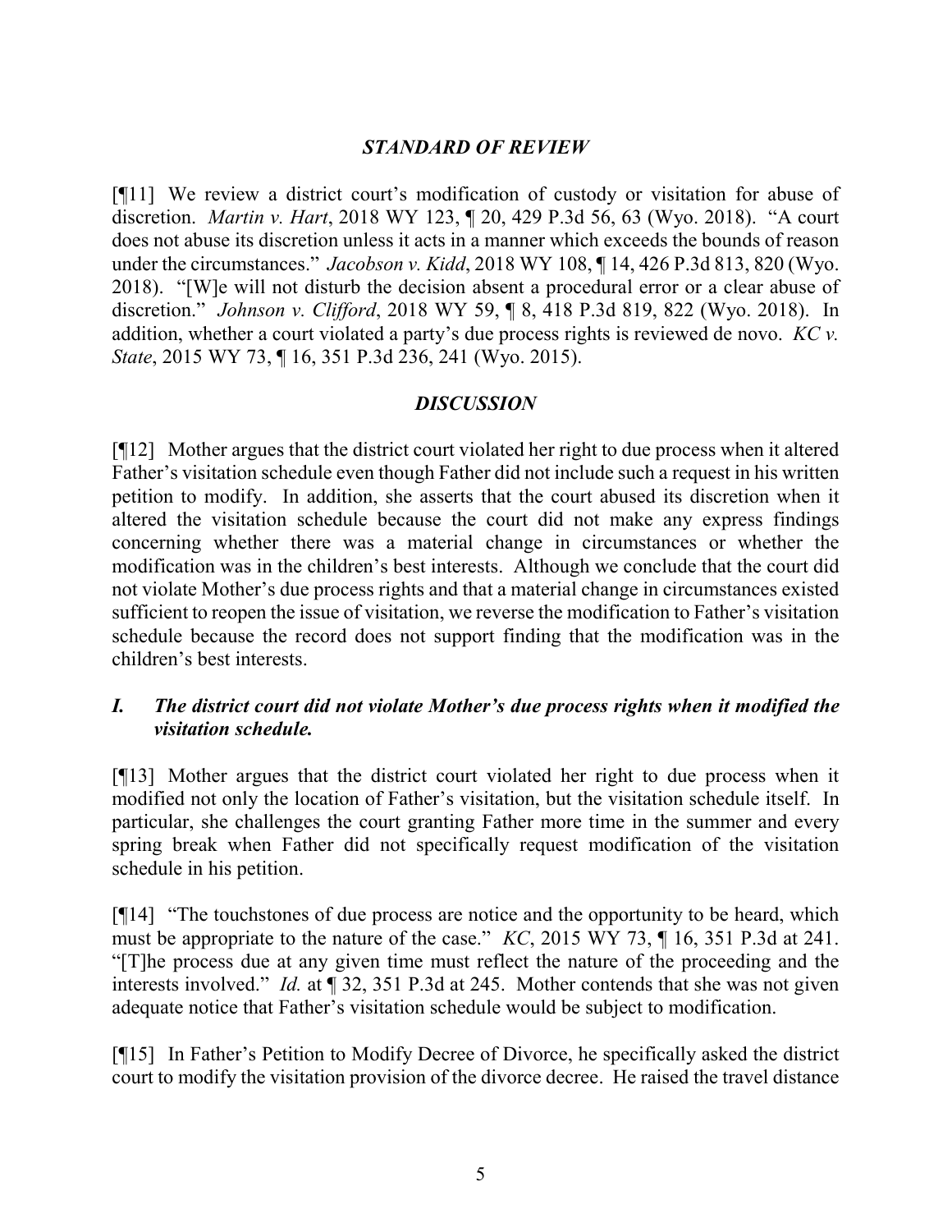## *STANDARD OF REVIEW*

[¶11] We review a district court's modification of custody or visitation for abuse of discretion. *Martin v. Hart*, 2018 WY 123, ¶ 20, 429 P.3d 56, 63 (Wyo. 2018). "A court does not abuse its discretion unless it acts in a manner which exceeds the bounds of reason under the circumstances." *Jacobson v. Kidd*, 2018 WY 108, ¶ 14, 426 P.3d 813, 820 (Wyo. 2018). "[W]e will not disturb the decision absent a procedural error or a clear abuse of discretion." *Johnson v. Clifford*, 2018 WY 59, ¶ 8, 418 P.3d 819, 822 (Wyo. 2018). In addition, whether a court violated a party's due process rights is reviewed de novo. *KC v. State*, 2015 WY 73, ¶ 16, 351 P.3d 236, 241 (Wyo. 2015).

## *DISCUSSION*

[¶12] Mother argues that the district court violated her right to due process when it altered Father's visitation schedule even though Father did not include such a request in his written petition to modify. In addition, she asserts that the court abused its discretion when it altered the visitation schedule because the court did not make any express findings concerning whether there was a material change in circumstances or whether the modification was in the children's best interests. Although we conclude that the court did not violate Mother's due process rights and that a material change in circumstances existed sufficient to reopen the issue of visitation, we reverse the modification to Father's visitation schedule because the record does not support finding that the modification was in the children's best interests.

### *I. The district court did not violate Mother's due process rights when it modified the visitation schedule.*

[¶13] Mother argues that the district court violated her right to due process when it modified not only the location of Father's visitation, but the visitation schedule itself. In particular, she challenges the court granting Father more time in the summer and every spring break when Father did not specifically request modification of the visitation schedule in his petition.

[¶14] "The touchstones of due process are notice and the opportunity to be heard, which must be appropriate to the nature of the case." *KC*, 2015 WY 73, ¶ 16, 351 P.3d at 241. "[T]he process due at any given time must reflect the nature of the proceeding and the interests involved." *Id.* at ¶ 32, 351 P.3d at 245. Mother contends that she was not given adequate notice that Father's visitation schedule would be subject to modification.

[¶15] In Father's Petition to Modify Decree of Divorce, he specifically asked the district court to modify the visitation provision of the divorce decree. He raised the travel distance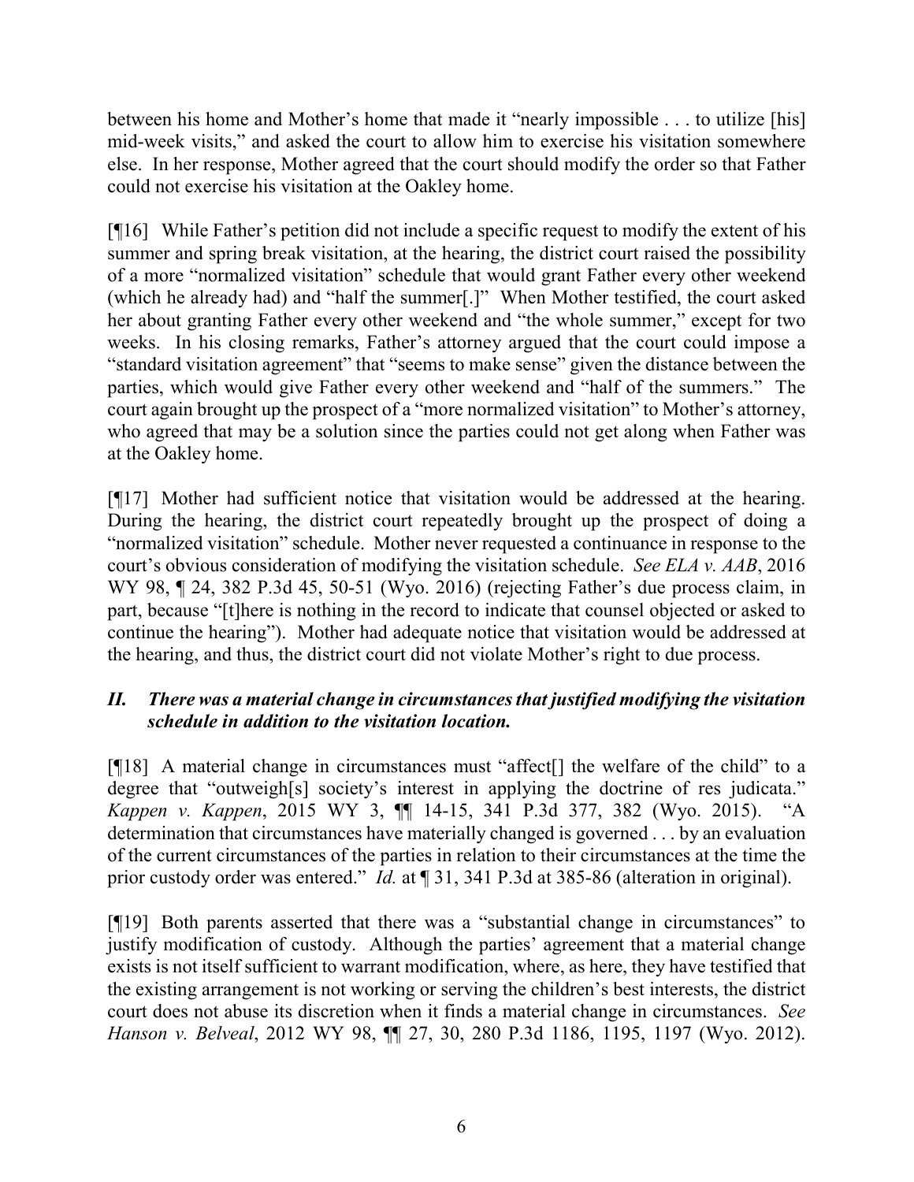between his home and Mother's home that made it "nearly impossible . . . to utilize [his] mid-week visits," and asked the court to allow him to exercise his visitation somewhere else. In her response, Mother agreed that the court should modify the order so that Father could not exercise his visitation at the Oakley home.

[¶16] While Father's petition did not include a specific request to modify the extent of his summer and spring break visitation, at the hearing, the district court raised the possibility of a more "normalized visitation" schedule that would grant Father every other weekend (which he already had) and "half the summer[.]" When Mother testified, the court asked her about granting Father every other weekend and "the whole summer," except for two weeks. In his closing remarks, Father's attorney argued that the court could impose a "standard visitation agreement" that "seems to make sense" given the distance between the parties, which would give Father every other weekend and "half of the summers." The court again brought up the prospect of a "more normalized visitation" to Mother's attorney, who agreed that may be a solution since the parties could not get along when Father was at the Oakley home.

[¶17] Mother had sufficient notice that visitation would be addressed at the hearing. During the hearing, the district court repeatedly brought up the prospect of doing a "normalized visitation" schedule. Mother never requested a continuance in response to the court's obvious consideration of modifying the visitation schedule. *See ELA v. AAB*, 2016 WY 98, ¶ 24, 382 P.3d 45, 50-51 (Wyo. 2016) (rejecting Father's due process claim, in part, because "[t]here is nothing in the record to indicate that counsel objected or asked to continue the hearing"). Mother had adequate notice that visitation would be addressed at the hearing, and thus, the district court did not violate Mother's right to due process.

### *II. There was a material change in circumstances that justified modifying the visitation schedule in addition to the visitation location.*

[¶18] A material change in circumstances must "affect[] the welfare of the child" to a degree that "outweigh[s] society's interest in applying the doctrine of res judicata." *Kappen v. Kappen*, 2015 WY 3, ¶¶ 14-15, 341 P.3d 377, 382 (Wyo. 2015). "A determination that circumstances have materially changed is governed . . . by an evaluation of the current circumstances of the parties in relation to their circumstances at the time the prior custody order was entered." *Id.* at ¶ 31, 341 P.3d at 385-86 (alteration in original).

[¶19] Both parents asserted that there was a "substantial change in circumstances" to justify modification of custody. Although the parties' agreement that a material change exists is not itself sufficient to warrant modification, where, as here, they have testified that the existing arrangement is not working or serving the children's best interests, the district court does not abuse its discretion when it finds a material change in circumstances. *See Hanson v. Belveal*, 2012 WY 98, ¶¶ 27, 30, 280 P.3d 1186, 1195, 1197 (Wyo. 2012).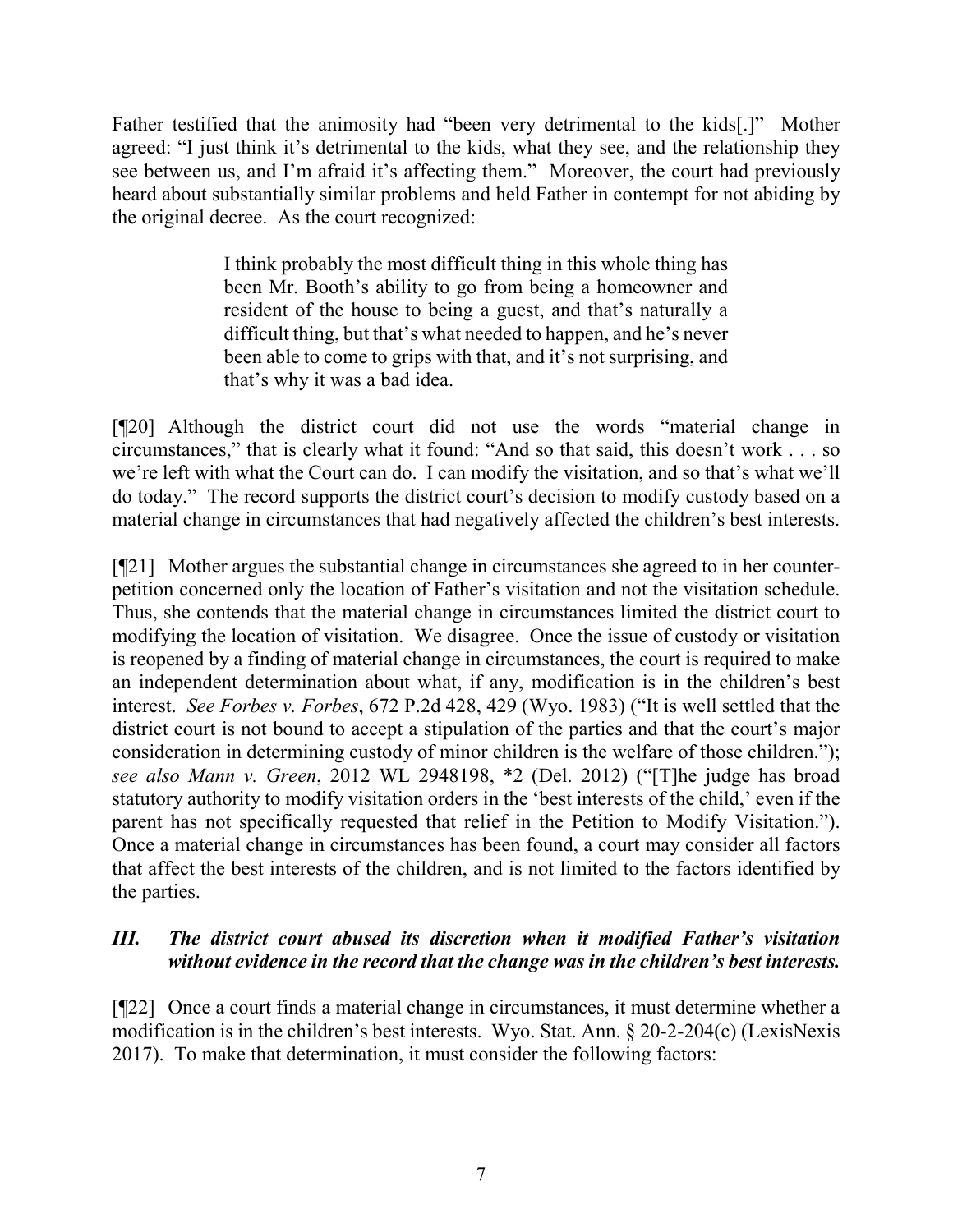Father testified that the animosity had "been very detrimental to the kids[.]" Mother agreed: "I just think it's detrimental to the kids, what they see, and the relationship they see between us, and I'm afraid it's affecting them." Moreover, the court had previously heard about substantially similar problems and held Father in contempt for not abiding by the original decree. As the court recognized:

> I think probably the most difficult thing in this whole thing has been Mr. Booth's ability to go from being a homeowner and resident of the house to being a guest, and that's naturally a difficult thing, but that's what needed to happen, and he's never been able to come to grips with that, and it's not surprising, and that's why it was a bad idea.

[¶20] Although the district court did not use the words "material change in circumstances," that is clearly what it found: "And so that said, this doesn't work . . . so we're left with what the Court can do. I can modify the visitation, and so that's what we'll do today." The record supports the district court's decision to modify custody based on a material change in circumstances that had negatively affected the children's best interests.

[¶21] Mother argues the substantial change in circumstances she agreed to in her counter-petition concerned only the location of Father's visitation and not the visitation schedule. Thus, she contends that the material change in circumstances limited the district court to modifying the location of visitation. We disagree. Once the issue of custody or visitation is reopened by a finding of material change in circumstances, the court is required to make an independent determination about what, if any, modification is in the children's best interest. *See Forbes v. Forbes*, 672 P.2d 428, 429 (Wyo. 1983) ("It is well settled that the district court is not bound to accept a stipulation of the parties and that the court's major consideration in determining custody of minor children is the welfare of those children."); *see also Mann v. Green*, 2012 WL 2948198, *2 (Del. 2012) ("[T]he judge has broad statutory authority to modify visitation orders in the 'best interests of the child,' even if the parent has not specifically requested that relief in the Petition to Modify Visitation."). Once a material change in circumstances has been found, a court may consider all factors that affect the best interests of the children, and is not limited to the factors identified by the parties.

### *III. The district court abused its discretion when it modified Father's visitation without evidence in the record that the change was in the children's best interests.*

[¶22] Once a court finds a material change in circumstances, it must determine whether a modification is in the children's best interests. Wyo. Stat. Ann. § 20-2-204(c) (LexisNexis 2017). To make that determination, it must consider the following factors: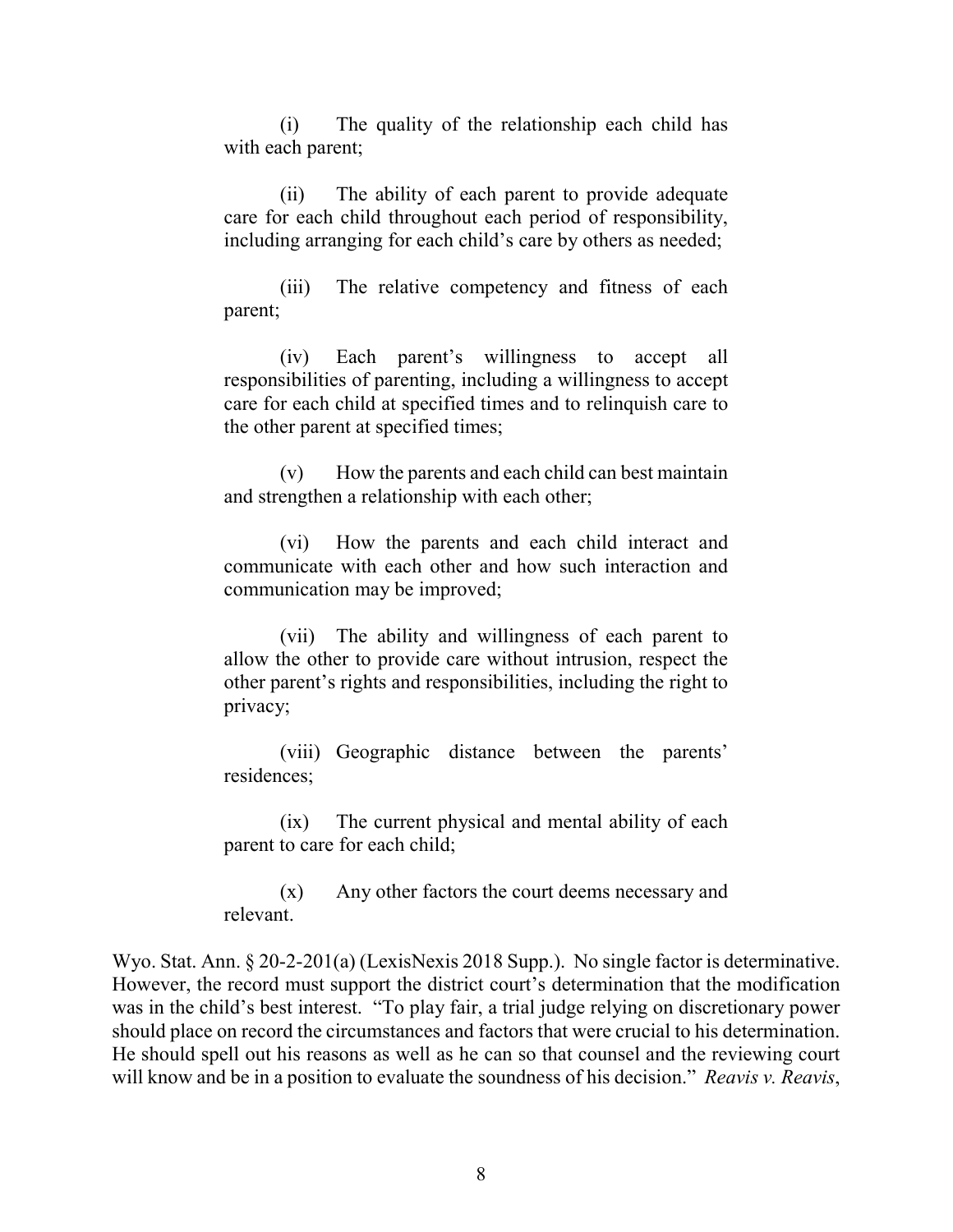> (i) The quality of the relationship each child has with each parent;
>
> (ii) The ability of each parent to provide adequate care for each child throughout each period of responsibility, including arranging for each child's care by others as needed;
>
> (iii) The relative competency and fitness of each parent;
>
> (iv) Each parent's willingness to accept all responsibilities of parenting, including a willingness to accept care for each child at specified times and to relinquish care to the other parent at specified times;
>
> (v) How the parents and each child can best maintain and strengthen a relationship with each other;
>
> (vi) How the parents and each child interact and communicate with each other and how such interaction and communication may be improved;
>
> (vii) The ability and willingness of each parent to allow the other to provide care without intrusion, respect the other parent's rights and responsibilities, including the right to privacy;
>
> (viii) Geographic distance between the parents' residences;
>
> (ix) The current physical and mental ability of each parent to care for each child;
>
> (x) Any other factors the court deems necessary and relevant.

Wyo. Stat. Ann. § 20-2-201(a) (LexisNexis 2018 Supp.). No single factor is determinative. However, the record must support the district court's determination that the modification was in the child's best interest. "To play fair, a trial judge relying on discretionary power should place on record the circumstances and factors that were crucial to his determination. He should spell out his reasons as well as he can so that counsel and the reviewing court will know and be in a position to evaluate the soundness of his decision." *Reavis v. Reavis*,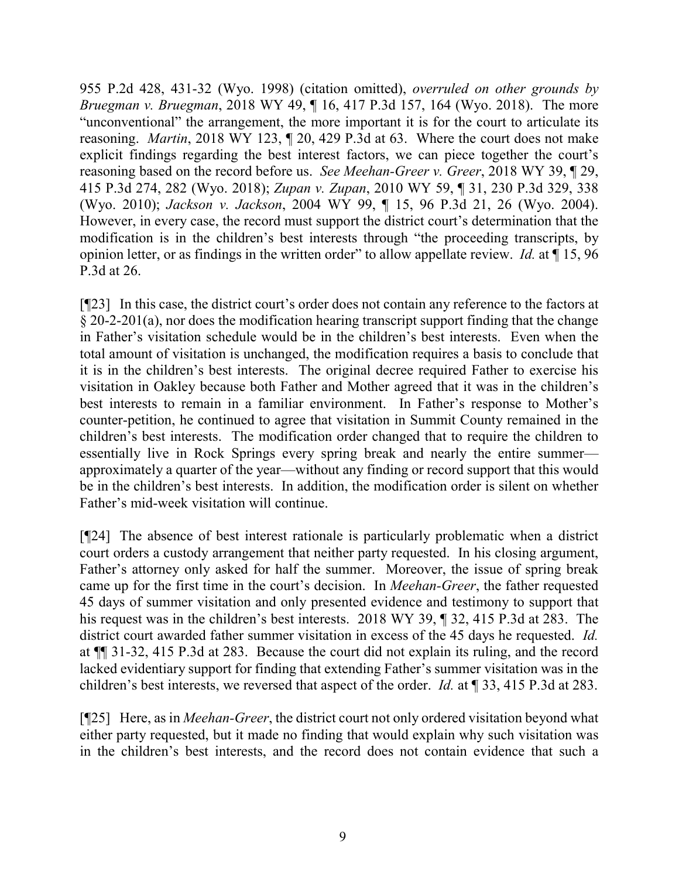955 P.2d 428, 431-32 (Wyo. 1998) (citation omitted), *overruled on other grounds by Bruegman v. Bruegman*, 2018 WY 49, ¶ 16, 417 P.3d 157, 164 (Wyo. 2018). The more "unconventional" the arrangement, the more important it is for the court to articulate its reasoning. *Martin*, 2018 WY 123, ¶ 20, 429 P.3d at 63. Where the court does not make explicit findings regarding the best interest factors, we can piece together the court's reasoning based on the record before us. *See Meehan-Greer v. Greer*, 2018 WY 39, ¶ 29, 415 P.3d 274, 282 (Wyo. 2018); *Zupan v. Zupan*, 2010 WY 59, ¶ 31, 230 P.3d 329, 338 (Wyo. 2010); *Jackson v. Jackson*, 2004 WY 99, ¶ 15, 96 P.3d 21, 26 (Wyo. 2004). However, in every case, the record must support the district court's determination that the modification is in the children's best interests through "the proceeding transcripts, by opinion letter, or as findings in the written order" to allow appellate review. *Id.* at ¶ 15, 96 P.3d at 26.

[¶23] In this case, the district court's order does not contain any reference to the factors at § 20-2-201(a), nor does the modification hearing transcript support finding that the change in Father's visitation schedule would be in the children's best interests. Even when the total amount of visitation is unchanged, the modification requires a basis to conclude that it is in the children's best interests. The original decree required Father to exercise his visitation in Oakley because both Father and Mother agreed that it was in the children's best interests to remain in a familiar environment. In Father's response to Mother's counter-petition, he continued to agree that visitation in Summit County remained in the children's best interests. The modification order changed that to require the children to essentially live in Rock Springs every spring break and nearly the entire summer—approximately a quarter of the year—without any finding or record support that this would be in the children's best interests. In addition, the modification order is silent on whether Father's mid-week visitation will continue.

[¶24] The absence of best interest rationale is particularly problematic when a district court orders a custody arrangement that neither party requested. In his closing argument, Father's attorney only asked for half the summer. Moreover, the issue of spring break came up for the first time in the court's decision. In *Meehan-Greer*, the father requested 45 days of summer visitation and only presented evidence and testimony to support that his request was in the children's best interests. 2018 WY 39, ¶ 32, 415 P.3d at 283. The district court awarded father summer visitation in excess of the 45 days he requested. *Id.* at ¶¶ 31-32, 415 P.3d at 283. Because the court did not explain its ruling, and the record lacked evidentiary support for finding that extending Father's summer visitation was in the children's best interests, we reversed that aspect of the order. *Id.* at ¶ 33, 415 P.3d at 283.

[¶25] Here, as in *Meehan-Greer*, the district court not only ordered visitation beyond what either party requested, but it made no finding that would explain why such visitation was in the children's best interests, and the record does not contain evidence that such a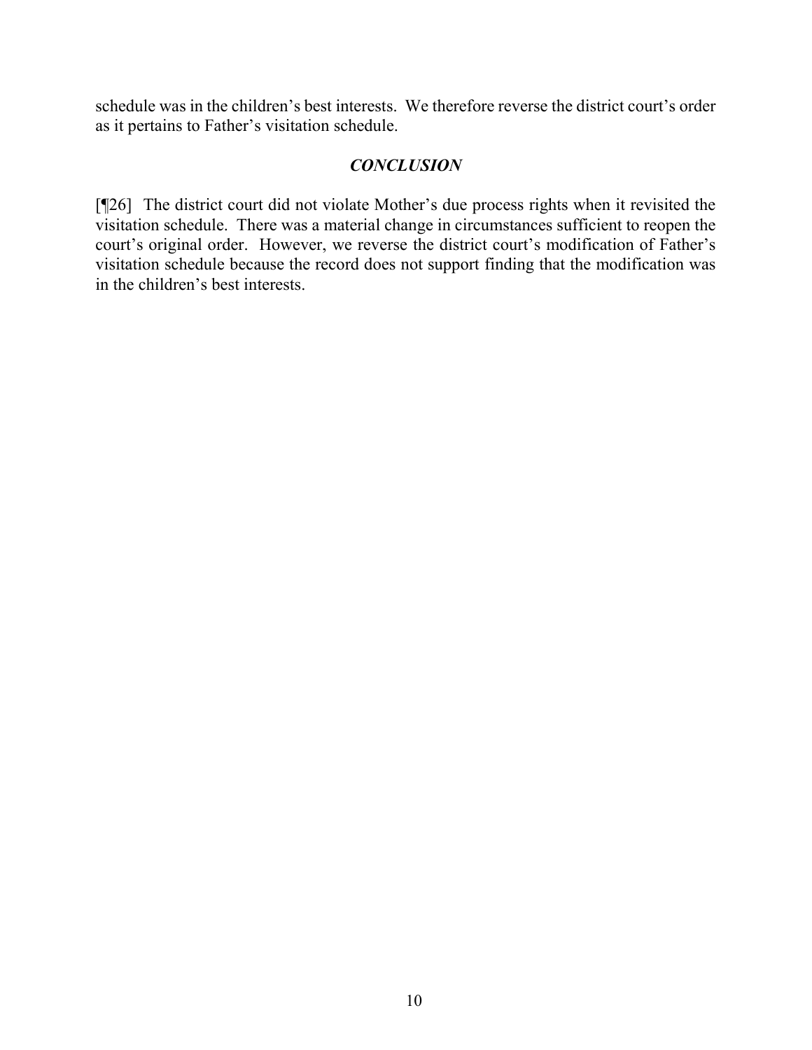schedule was in the children's best interests. We therefore reverse the district court's order as it pertains to Father's visitation schedule.

### *CONCLUSION*

[¶26] The district court did not violate Mother's due process rights when it revisited the visitation schedule. There was a material change in circumstances sufficient to reopen the court's original order. However, we reverse the district court's modification of Father's visitation schedule because the record does not support finding that the modification was in the children's best interests.